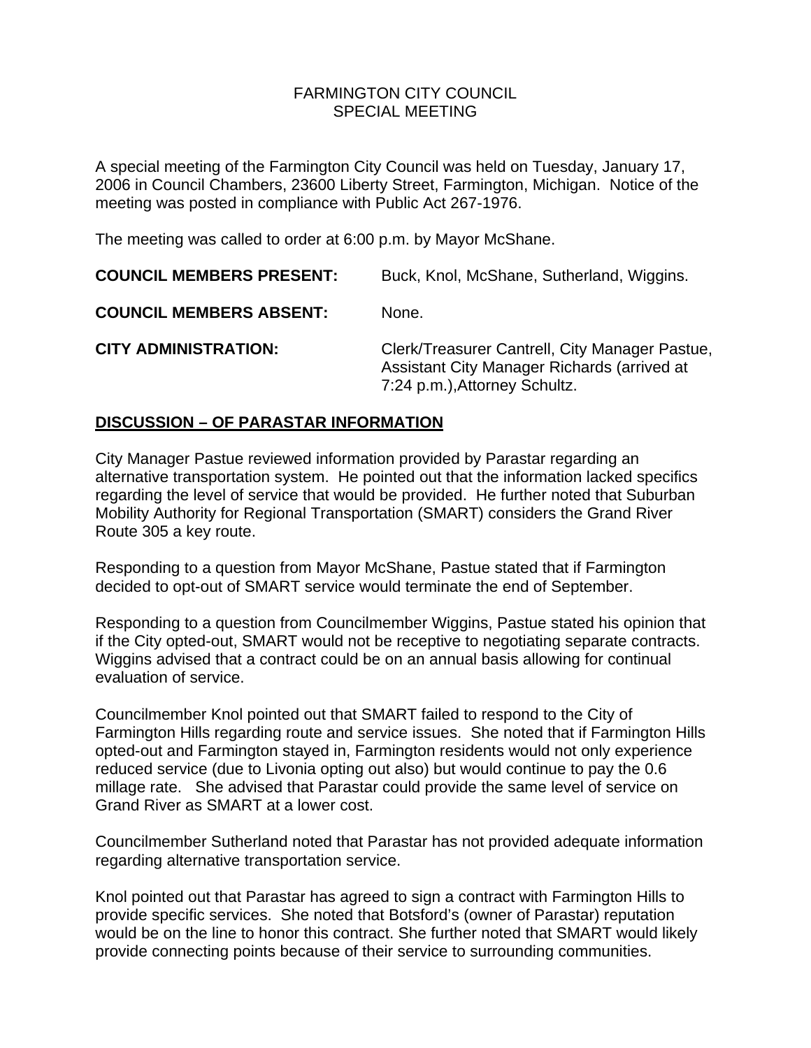# FARMINGTON CITY COUNCIL
## SPECIAL MEETING

A special meeting of the Farmington City Council was held on Tuesday, January 17, 2006 in Council Chambers, 23600 Liberty Street, Farmington, Michigan. Notice of the meeting was posted in compliance with Public Act 267-1976.

The meeting was called to order at 6:00 p.m. by Mayor McShane.

**COUNCIL MEMBERS PRESENT:** Buck, Knol, McShane, Sutherland, Wiggins.

**COUNCIL MEMBERS ABSENT:** None.

**CITY ADMINISTRATION:** Clerk/Treasurer Cantrell, City Manager Pastue, Assistant City Manager Richards (arrived at 7:24 p.m.),Attorney Schultz.

**DISCUSSION – OF PARASTAR INFORMATION**

City Manager Pastue reviewed information provided by Parastar regarding an alternative transportation system. He pointed out that the information lacked specifics regarding the level of service that would be provided. He further noted that Suburban Mobility Authority for Regional Transportation (SMART) considers the Grand River Route 305 a key route.

Responding to a question from Mayor McShane, Pastue stated that if Farmington decided to opt-out of SMART service would terminate the end of September.

Responding to a question from Councilmember Wiggins, Pastue stated his opinion that if the City opted-out, SMART would not be receptive to negotiating separate contracts. Wiggins advised that a contract could be on an annual basis allowing for continual evaluation of service.

Councilmember Knol pointed out that SMART failed to respond to the City of Farmington Hills regarding route and service issues. She noted that if Farmington Hills opted-out and Farmington stayed in, Farmington residents would not only experience reduced service (due to Livonia opting out also) but would continue to pay the 0.6 millage rate. She advised that Parastar could provide the same level of service on Grand River as SMART at a lower cost.

Councilmember Sutherland noted that Parastar has not provided adequate information regarding alternative transportation service.

Knol pointed out that Parastar has agreed to sign a contract with Farmington Hills to provide specific services. She noted that Botsford's (owner of Parastar) reputation would be on the line to honor this contract. She further noted that SMART would likely provide connecting points because of their service to surrounding communities.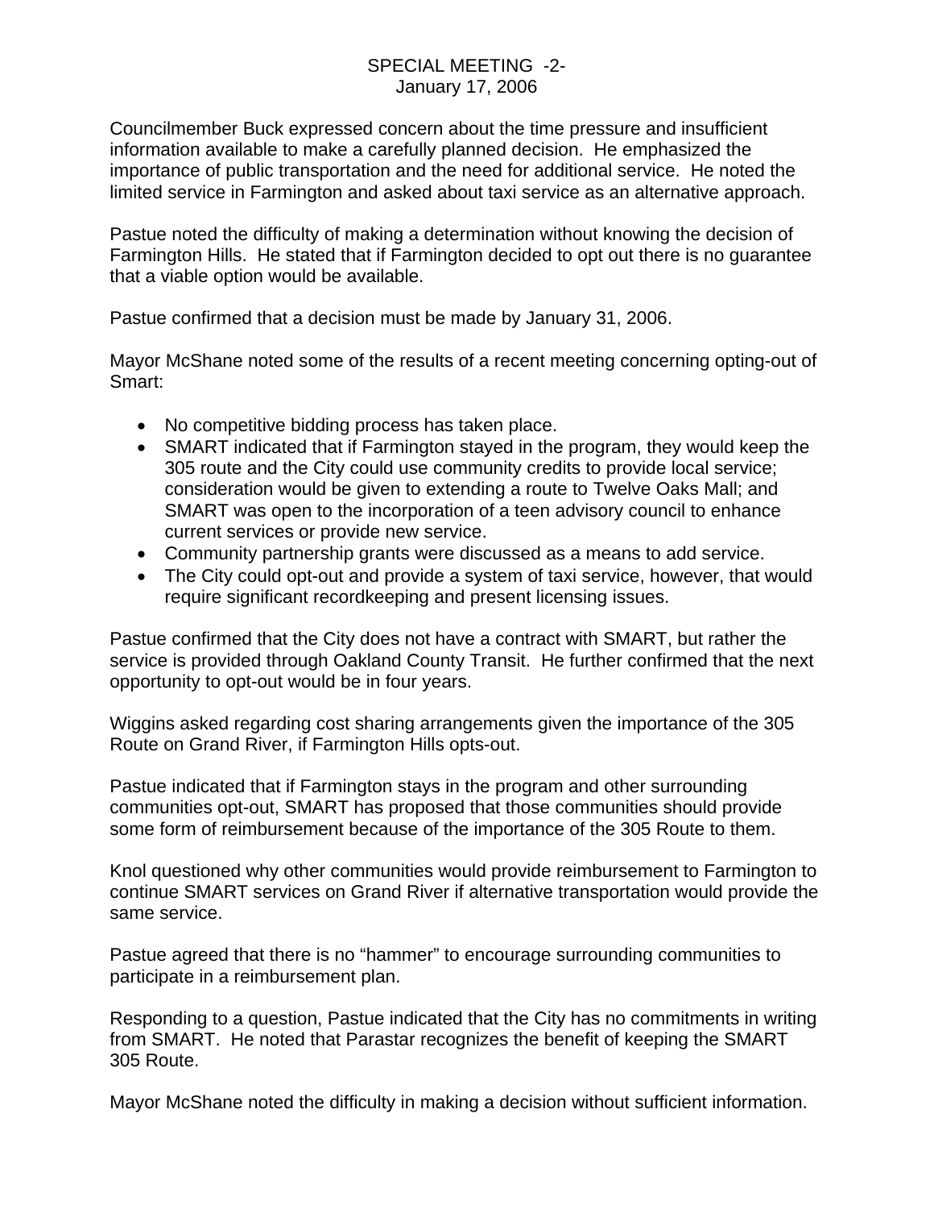Councilmember Buck expressed concern about the time pressure and insufficient information available to make a carefully planned decision. He emphasized the importance of public transportation and the need for additional service. He noted the limited service in Farmington and asked about taxi service as an alternative approach.

Pastue noted the difficulty of making a determination without knowing the decision of Farmington Hills. He stated that if Farmington decided to opt out there is no guarantee that a viable option would be available.

Pastue confirmed that a decision must be made by January 31, 2006.

Mayor McShane noted some of the results of a recent meeting concerning opting-out of Smart:

- No competitive bidding process has taken place.
- SMART indicated that if Farmington stayed in the program, they would keep the 305 route and the City could use community credits to provide local service; consideration would be given to extending a route to Twelve Oaks Mall; and SMART was open to the incorporation of a teen advisory council to enhance current services or provide new service.
- Community partnership grants were discussed as a means to add service.
- The City could opt-out and provide a system of taxi service, however, that would require significant recordkeeping and present licensing issues.

Pastue confirmed that the City does not have a contract with SMART, but rather the service is provided through Oakland County Transit. He further confirmed that the next opportunity to opt-out would be in four years.

Wiggins asked regarding cost sharing arrangements given the importance of the 305 Route on Grand River, if Farmington Hills opts-out.

Pastue indicated that if Farmington stays in the program and other surrounding communities opt-out, SMART has proposed that those communities should provide some form of reimbursement because of the importance of the 305 Route to them.

Knol questioned why other communities would provide reimbursement to Farmington to continue SMART services on Grand River if alternative transportation would provide the same service.

Pastue agreed that there is no "hammer" to encourage surrounding communities to participate in a reimbursement plan.

Responding to a question, Pastue indicated that the City has no commitments in writing from SMART. He noted that Parastar recognizes the benefit of keeping the SMART 305 Route.

Mayor McShane noted the difficulty in making a decision without sufficient information.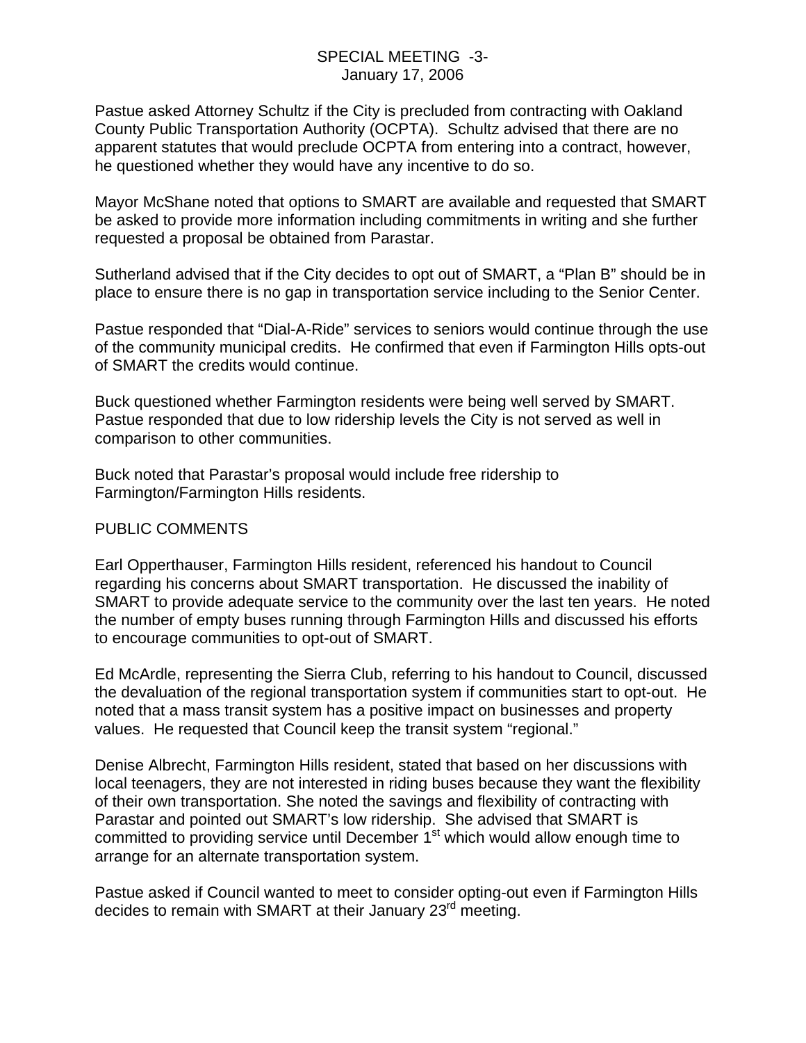Pastue asked Attorney Schultz if the City is precluded from contracting with Oakland County Public Transportation Authority (OCPTA). Schultz advised that there are no apparent statutes that would preclude OCPTA from entering into a contract, however, he questioned whether they would have any incentive to do so.

Mayor McShane noted that options to SMART are available and requested that SMART be asked to provide more information including commitments in writing and she further requested a proposal be obtained from Parastar.

Sutherland advised that if the City decides to opt out of SMART, a "Plan B" should be in place to ensure there is no gap in transportation service including to the Senior Center.

Pastue responded that "Dial-A-Ride" services to seniors would continue through the use of the community municipal credits. He confirmed that even if Farmington Hills opts-out of SMART the credits would continue.

Buck questioned whether Farmington residents were being well served by SMART. Pastue responded that due to low ridership levels the City is not served as well in comparison to other communities.

Buck noted that Parastar's proposal would include free ridership to Farmington/Farmington Hills residents.

PUBLIC COMMENTS

Earl Opperthauser, Farmington Hills resident, referenced his handout to Council regarding his concerns about SMART transportation. He discussed the inability of SMART to provide adequate service to the community over the last ten years. He noted the number of empty buses running through Farmington Hills and discussed his efforts to encourage communities to opt-out of SMART.

Ed McArdle, representing the Sierra Club, referring to his handout to Council, discussed the devaluation of the regional transportation system if communities start to opt-out. He noted that a mass transit system has a positive impact on businesses and property values. He requested that Council keep the transit system "regional."

Denise Albrecht, Farmington Hills resident, stated that based on her discussions with local teenagers, they are not interested in riding buses because they want the flexibility of their own transportation. She noted the savings and flexibility of contracting with Parastar and pointed out SMART's low ridership. She advised that SMART is committed to providing service until December 1st which would allow enough time to arrange for an alternate transportation system.

Pastue asked if Council wanted to meet to consider opting-out even if Farmington Hills decides to remain with SMART at their January 23rd meeting.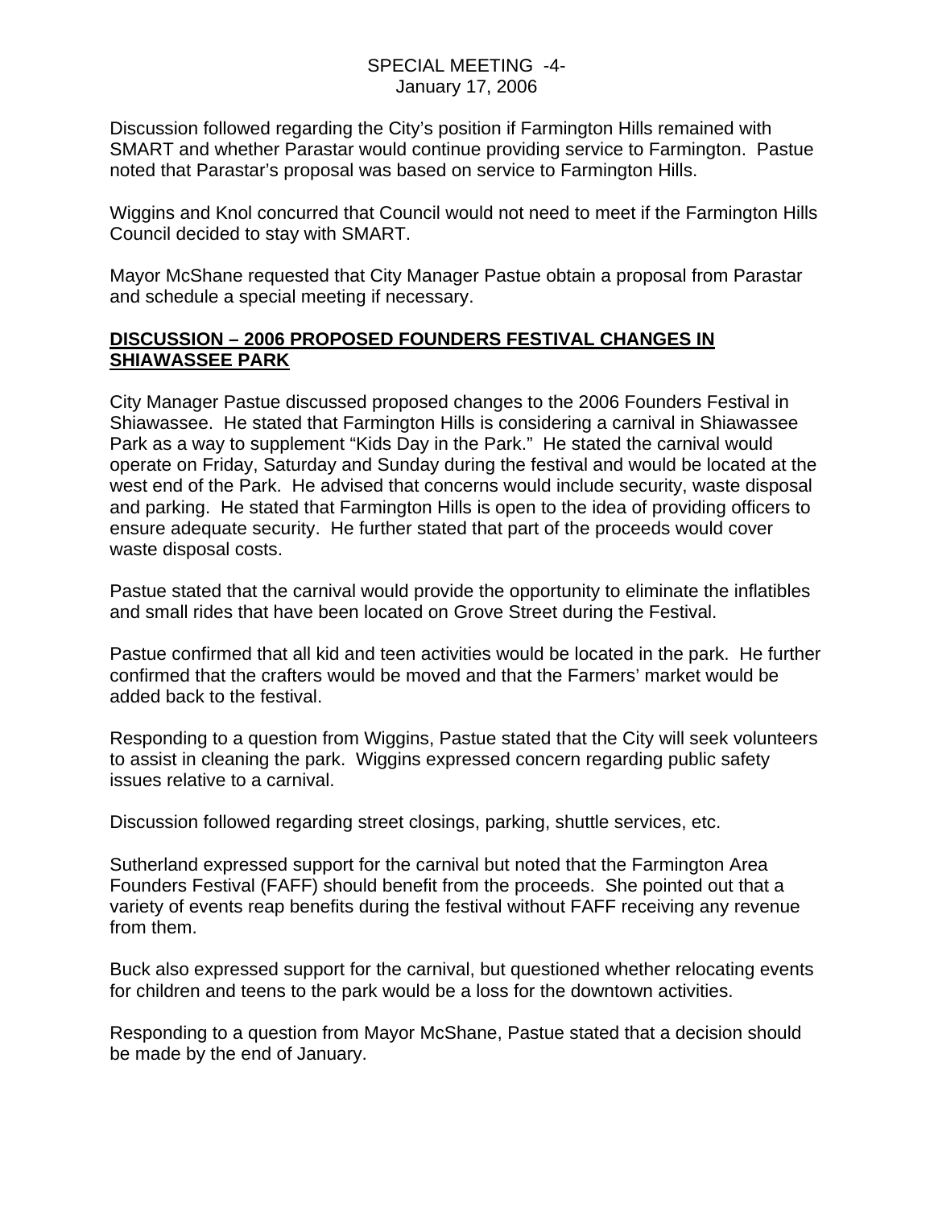Discussion followed regarding the City's position if Farmington Hills remained with SMART and whether Parastar would continue providing service to Farmington. Pastue noted that Parastar's proposal was based on service to Farmington Hills.

Wiggins and Knol concurred that Council would not need to meet if the Farmington Hills Council decided to stay with SMART.

Mayor McShane requested that City Manager Pastue obtain a proposal from Parastar and schedule a special meeting if necessary.

**DISCUSSION – 2006 PROPOSED FOUNDERS FESTIVAL CHANGES IN SHIAWASSEE PARK**

City Manager Pastue discussed proposed changes to the 2006 Founders Festival in Shiawassee. He stated that Farmington Hills is considering a carnival in Shiawassee Park as a way to supplement "Kids Day in the Park." He stated the carnival would operate on Friday, Saturday and Sunday during the festival and would be located at the west end of the Park. He advised that concerns would include security, waste disposal and parking. He stated that Farmington Hills is open to the idea of providing officers to ensure adequate security. He further stated that part of the proceeds would cover waste disposal costs.

Pastue stated that the carnival would provide the opportunity to eliminate the inflatibles and small rides that have been located on Grove Street during the Festival.

Pastue confirmed that all kid and teen activities would be located in the park. He further confirmed that the crafters would be moved and that the Farmers' market would be added back to the festival.

Responding to a question from Wiggins, Pastue stated that the City will seek volunteers to assist in cleaning the park. Wiggins expressed concern regarding public safety issues relative to a carnival.

Discussion followed regarding street closings, parking, shuttle services, etc.

Sutherland expressed support for the carnival but noted that the Farmington Area Founders Festival (FAFF) should benefit from the proceeds. She pointed out that a variety of events reap benefits during the festival without FAFF receiving any revenue from them.

Buck also expressed support for the carnival, but questioned whether relocating events for children and teens to the park would be a loss for the downtown activities.

Responding to a question from Mayor McShane, Pastue stated that a decision should be made by the end of January.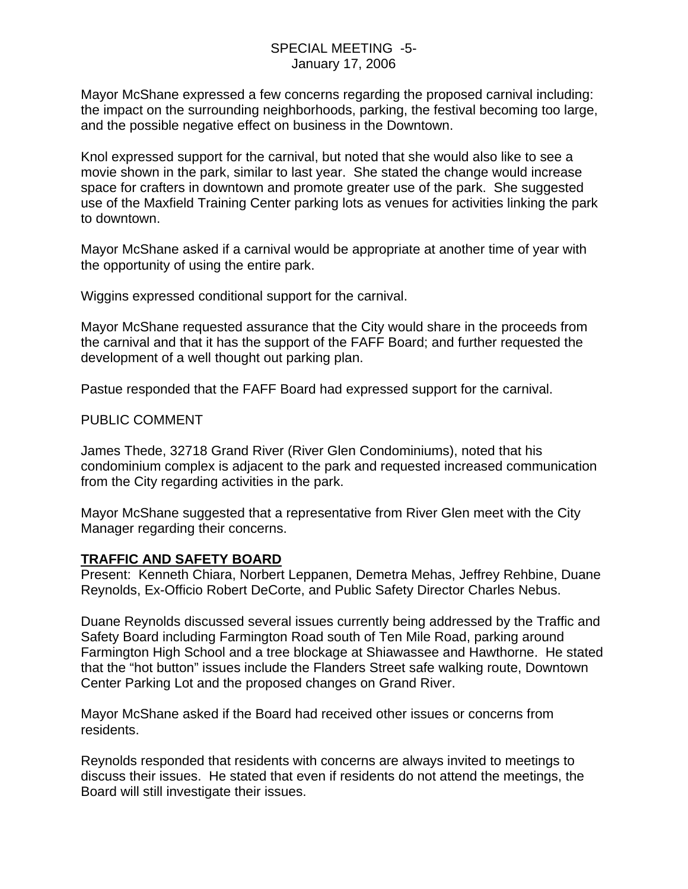Mayor McShane expressed a few concerns regarding the proposed carnival including: the impact on the surrounding neighborhoods, parking, the festival becoming too large, and the possible negative effect on business in the Downtown.

Knol expressed support for the carnival, but noted that she would also like to see a movie shown in the park, similar to last year. She stated the change would increase space for crafters in downtown and promote greater use of the park. She suggested use of the Maxfield Training Center parking lots as venues for activities linking the park to downtown.

Mayor McShane asked if a carnival would be appropriate at another time of year with the opportunity of using the entire park.

Wiggins expressed conditional support for the carnival.

Mayor McShane requested assurance that the City would share in the proceeds from the carnival and that it has the support of the FAFF Board; and further requested the development of a well thought out parking plan.

Pastue responded that the FAFF Board had expressed support for the carnival.

PUBLIC COMMENT

James Thede, 32718 Grand River (River Glen Condominiums), noted that his condominium complex is adjacent to the park and requested increased communication from the City regarding activities in the park.

Mayor McShane suggested that a representative from River Glen meet with the City Manager regarding their concerns.

**TRAFFIC AND SAFETY BOARD**

Present: Kenneth Chiara, Norbert Leppanen, Demetra Mehas, Jeffrey Rehbine, Duane Reynolds, Ex-Officio Robert DeCorte, and Public Safety Director Charles Nebus.

Duane Reynolds discussed several issues currently being addressed by the Traffic and Safety Board including Farmington Road south of Ten Mile Road, parking around Farmington High School and a tree blockage at Shiawassee and Hawthorne. He stated that the "hot button" issues include the Flanders Street safe walking route, Downtown Center Parking Lot and the proposed changes on Grand River.

Mayor McShane asked if the Board had received other issues or concerns from residents.

Reynolds responded that residents with concerns are always invited to meetings to discuss their issues. He stated that even if residents do not attend the meetings, the Board will still investigate their issues.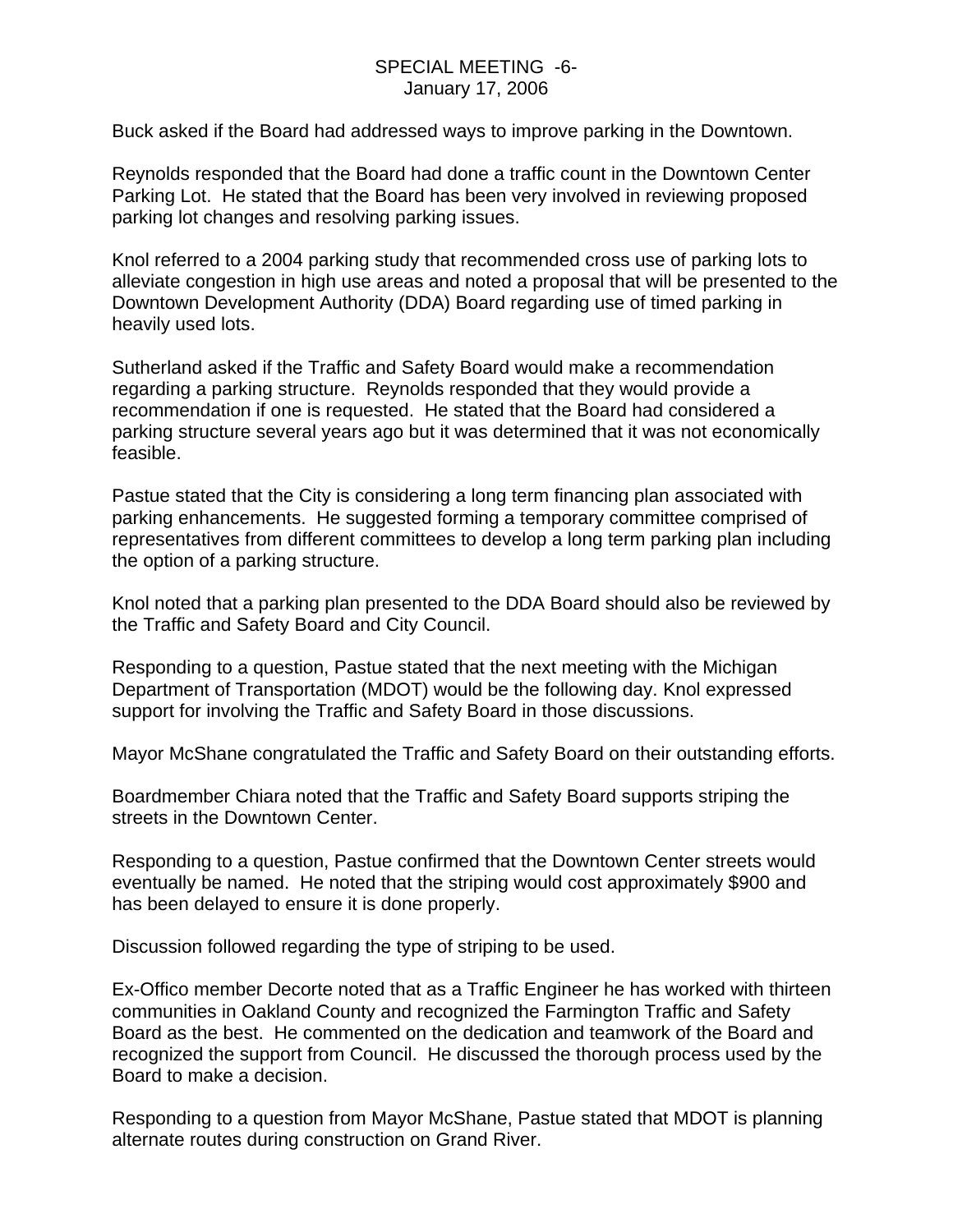Buck asked if the Board had addressed ways to improve parking in the Downtown.

Reynolds responded that the Board had done a traffic count in the Downtown Center Parking Lot. He stated that the Board has been very involved in reviewing proposed parking lot changes and resolving parking issues.

Knol referred to a 2004 parking study that recommended cross use of parking lots to alleviate congestion in high use areas and noted a proposal that will be presented to the Downtown Development Authority (DDA) Board regarding use of timed parking in heavily used lots.

Sutherland asked if the Traffic and Safety Board would make a recommendation regarding a parking structure. Reynolds responded that they would provide a recommendation if one is requested. He stated that the Board had considered a parking structure several years ago but it was determined that it was not economically feasible.

Pastue stated that the City is considering a long term financing plan associated with parking enhancements. He suggested forming a temporary committee comprised of representatives from different committees to develop a long term parking plan including the option of a parking structure.

Knol noted that a parking plan presented to the DDA Board should also be reviewed by the Traffic and Safety Board and City Council.

Responding to a question, Pastue stated that the next meeting with the Michigan Department of Transportation (MDOT) would be the following day. Knol expressed support for involving the Traffic and Safety Board in those discussions.

Mayor McShane congratulated the Traffic and Safety Board on their outstanding efforts.

Boardmember Chiara noted that the Traffic and Safety Board supports striping the streets in the Downtown Center.

Responding to a question, Pastue confirmed that the Downtown Center streets would eventually be named. He noted that the striping would cost approximately $900 and has been delayed to ensure it is done properly.

Discussion followed regarding the type of striping to be used.

Ex-Offico member Decorte noted that as a Traffic Engineer he has worked with thirteen communities in Oakland County and recognized the Farmington Traffic and Safety Board as the best. He commented on the dedication and teamwork of the Board and recognized the support from Council. He discussed the thorough process used by the Board to make a decision.

Responding to a question from Mayor McShane, Pastue stated that MDOT is planning alternate routes during construction on Grand River.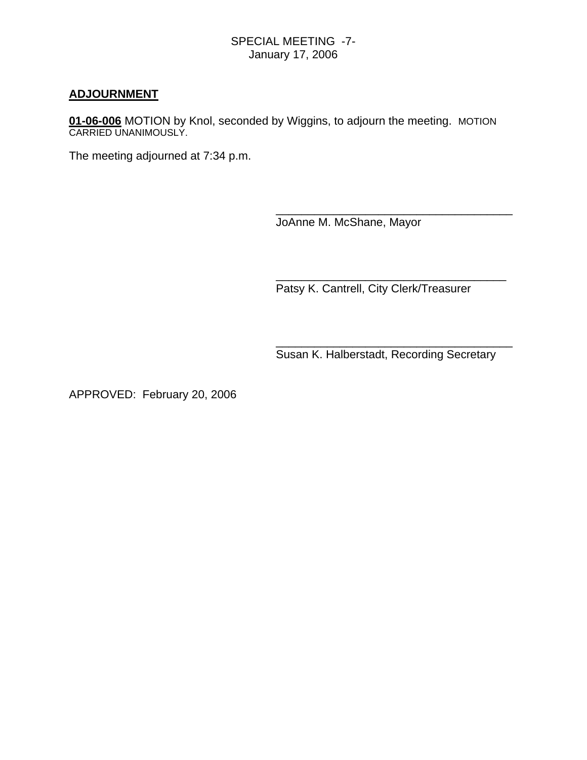## ADJOURNMENT

**01-06-006** MOTION by Knol, seconded by Wiggins, to adjourn the meeting. MOTION CARRIED UNANIMOUSLY.

The meeting adjourned at 7:34 p.m.

_____________________________________
JoAnne M. McShane, Mayor

_____________________________________
Patsy K. Cantrell, City Clerk/Treasurer

_____________________________________
Susan K. Halberstadt, Recording Secretary

APPROVED: February 20, 2006